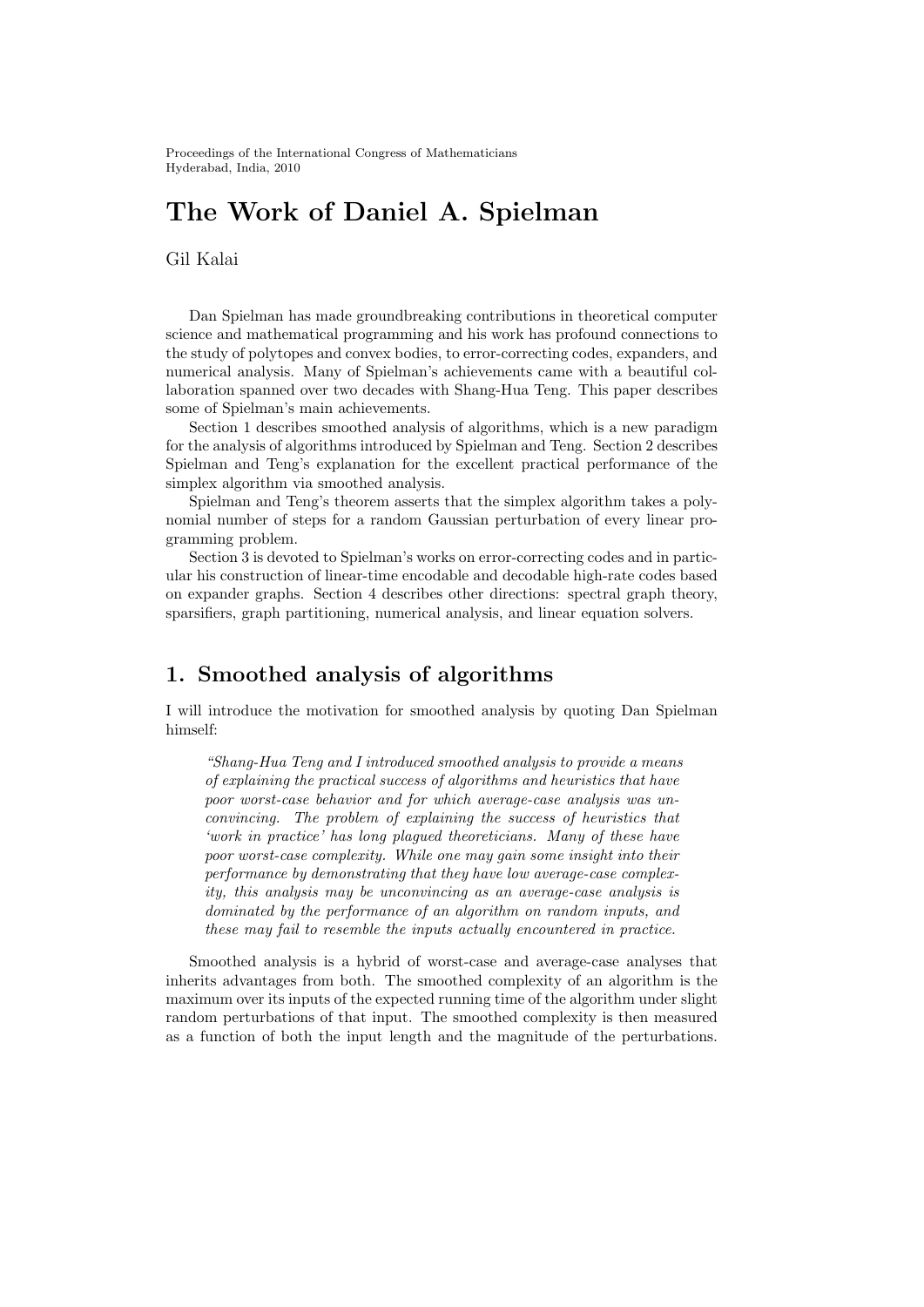Proceedings of the International Congress of Mathematicians
Hyderabad, India, 2010

# The Work of Daniel A. Spielman

Gil Kalai

Dan Spielman has made groundbreaking contributions in theoretical computer science and mathematical programming and his work has profound connections to the study of polytopes and convex bodies, to error-correcting codes, expanders, and numerical analysis. Many of Spielman's achievements came with a beautiful collaboration spanned over two decades with Shang-Hua Teng. This paper describes some of Spielman's main achievements.

Section 1 describes smoothed analysis of algorithms, which is a new paradigm for the analysis of algorithms introduced by Spielman and Teng. Section 2 describes Spielman and Teng's explanation for the excellent practical performance of the simplex algorithm via smoothed analysis.

Spielman and Teng's theorem asserts that the simplex algorithm takes a polynomial number of steps for a random Gaussian perturbation of every linear programming problem.

Section 3 is devoted to Spielman's works on error-correcting codes and in particular his construction of linear-time encodable and decodable high-rate codes based on expander graphs. Section 4 describes other directions: spectral graph theory, sparsifiers, graph partitioning, numerical analysis, and linear equation solvers.

## 1. Smoothed analysis of algorithms

I will introduce the motivation for smoothed analysis by quoting Dan Spielman himself:

> *"Shang-Hua Teng and I introduced smoothed analysis to provide a means of explaining the practical success of algorithms and heuristics that have poor worst-case behavior and for which average-case analysis was unconvincing. The problem of explaining the success of heuristics that 'work in practice' has long plagued theoreticians. Many of these have poor worst-case complexity. While one may gain some insight into their performance by demonstrating that they have low average-case complexity, this analysis may be unconvincing as an average-case analysis is dominated by the performance of an algorithm on random inputs, and these may fail to resemble the inputs actually encountered in practice.*

Smoothed analysis is a hybrid of worst-case and average-case analyses that inherits advantages from both. The smoothed complexity of an algorithm is the maximum over its inputs of the expected running time of the algorithm under slight random perturbations of that input. The smoothed complexity is then measured as a function of both the input length and the magnitude of the perturbations.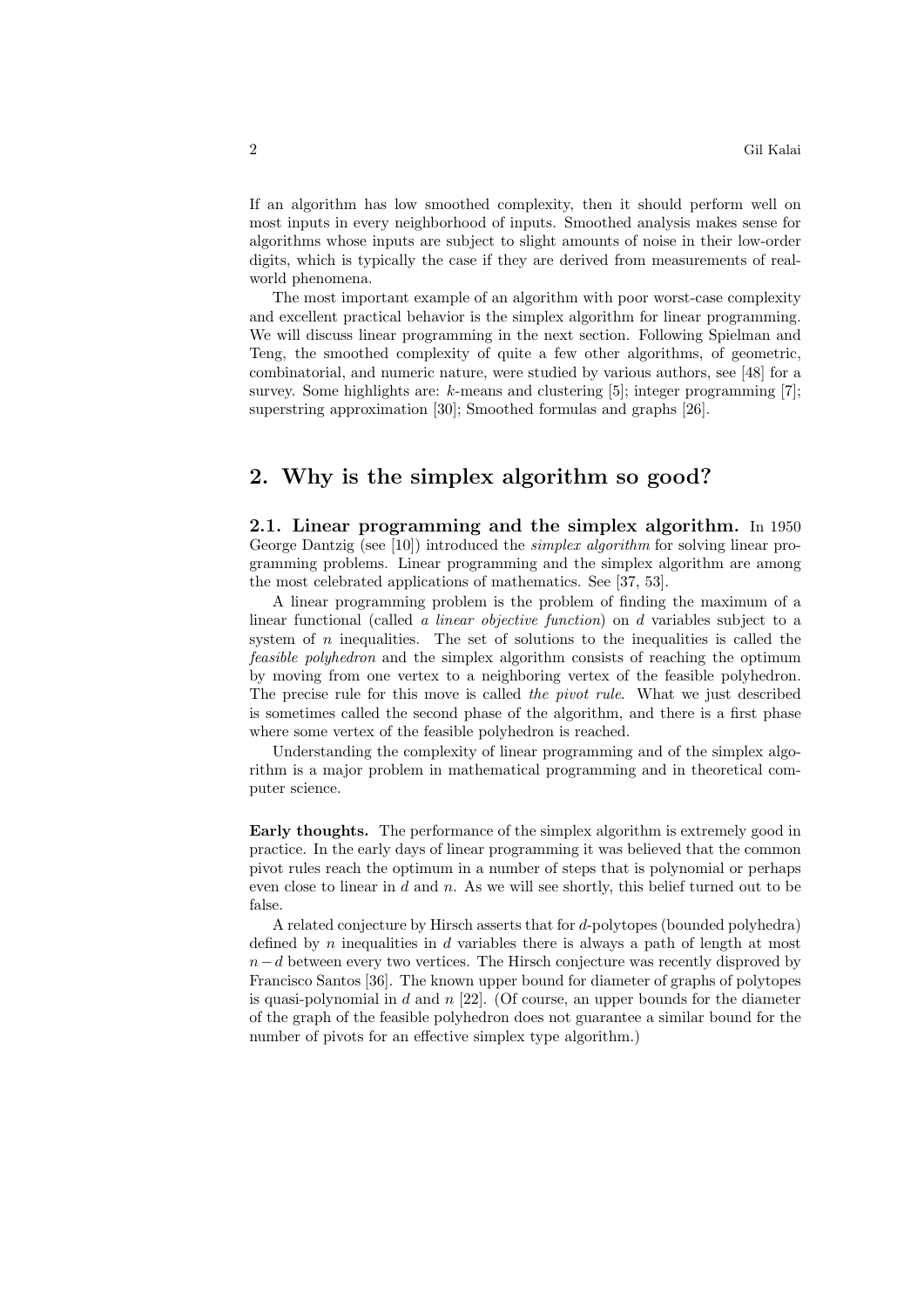If an algorithm has low smoothed complexity, then it should perform well on most inputs in every neighborhood of inputs. Smoothed analysis makes sense for algorithms whose inputs are subject to slight amounts of noise in their low-order digits, which is typically the case if they are derived from measurements of real-world phenomena.

The most important example of an algorithm with poor worst-case complexity and excellent practical behavior is the simplex algorithm for linear programming. We will discuss linear programming in the next section. Following Spielman and Teng, the smoothed complexity of quite a few other algorithms, of geometric, combinatorial, and numeric nature, were studied by various authors, see [48] for a survey. Some highlights are: $k$-means and clustering [5]; integer programming [7]; superstring approximation [30]; Smoothed formulas and graphs [26].

## 2. Why is the simplex algorithm so good?

### 2.1. Linear programming and the simplex algorithm.

In 1950 George Dantzig (see [10]) introduced the *simplex algorithm* for solving linear programming problems. Linear programming and the simplex algorithm are among the most celebrated applications of mathematics. See [37, 53].

A linear programming problem is the problem of finding the maximum of a linear functional (called *a linear objective function*) on $d$ variables subject to a system of $n$ inequalities. The set of solutions to the inequalities is called the *feasible polyhedron* and the simplex algorithm consists of reaching the optimum by moving from one vertex to a neighboring vertex of the feasible polyhedron. The precise rule for this move is called *the pivot rule*. What we just described is sometimes called the second phase of the algorithm, and there is a first phase where some vertex of the feasible polyhedron is reached.

Understanding the complexity of linear programming and of the simplex algorithm is a major problem in mathematical programming and in theoretical computer science.

**Early thoughts.** The performance of the simplex algorithm is extremely good in practice. In the early days of linear programming it was believed that the common pivot rules reach the optimum in a number of steps that is polynomial or perhaps even close to linear in $d$ and $n$. As we will see shortly, this belief turned out to be false.

A related conjecture by Hirsch asserts that for $d$-polytopes (bounded polyhedra) defined by $n$ inequalities in $d$ variables there is always a path of length at most $n-d$ between every two vertices. The Hirsch conjecture was recently disproved by Francisco Santos [36]. The known upper bound for diameter of graphs of polytopes is quasi-polynomial in $d$ and $n$ [22]. (Of course, an upper bounds for the diameter of the graph of the feasible polyhedron does not guarantee a similar bound for the number of pivots for an effective simplex type algorithm.)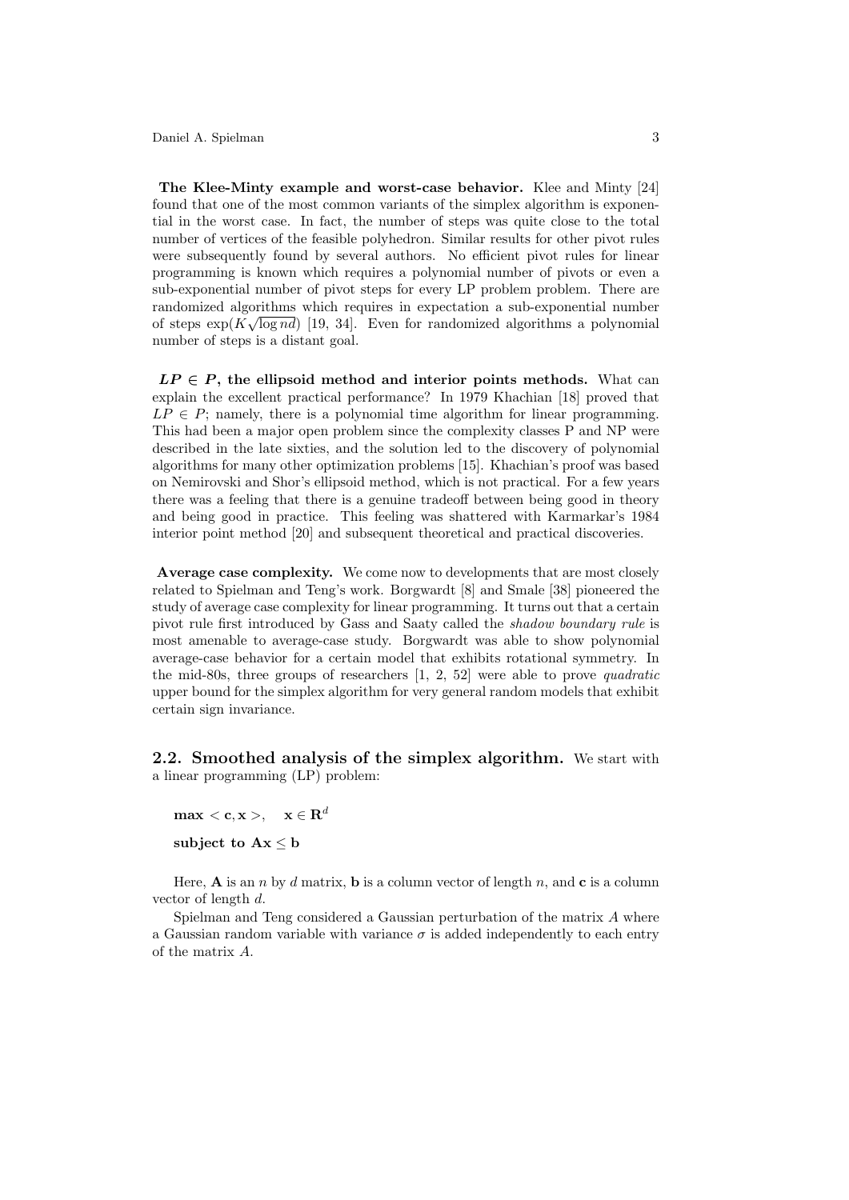**The Klee-Minty example and worst-case behavior.** Klee and Minty [24] found that one of the most common variants of the simplex algorithm is exponential in the worst case. In fact, the number of steps was quite close to the total number of vertices of the feasible polyhedron. Similar results for other pivot rules were subsequently found by several authors. No efficient pivot rules for linear programming is known which requires a polynomial number of pivots or even a sub-exponential number of pivot steps for every LP problem problem. There are randomized algorithms which requires in expectation a sub-exponential number of steps $\exp(K\sqrt{\log nd})$ [19, 34]. Even for randomized algorithms a polynomial number of steps is a distant goal.

***LP* ∈ *P*, the ellipsoid method and interior points methods.** What can explain the excellent practical performance? In 1979 Khachian [18] proved that $LP \in P$; namely, there is a polynomial time algorithm for linear programming. This had been a major open problem since the complexity classes P and NP were described in the late sixties, and the solution led to the discovery of polynomial algorithms for many other optimization problems [15]. Khachian's proof was based on Nemirovski and Shor's ellipsoid method, which is not practical. For a few years there was a feeling that there is a genuine tradeoff between being good in theory and being good in practice. This feeling was shattered with Karmarkar's 1984 interior point method [20] and subsequent theoretical and practical discoveries.

**Average case complexity.** We come now to developments that are most closely related to Spielman and Teng's work. Borgwardt [8] and Smale [38] pioneered the study of average case complexity for linear programming. It turns out that a certain pivot rule first introduced by Gass and Saaty called the *shadow boundary rule* is most amenable to average-case study. Borgwardt was able to show polynomial average-case behavior for a certain model that exhibits rotational symmetry. In the mid-80s, three groups of researchers [1, 2, 52] were able to prove *quadratic* upper bound for the simplex algorithm for very general random models that exhibit certain sign invariance.

## 2.2. Smoothed analysis of the simplex algorithm.

We start with a linear programming (LP) problem:

$$\mathbf{max} < \mathbf{c}, \mathbf{x} >, \quad \mathbf{x} \in \mathbf{R}^d$$

$$\textbf{subject to } \mathbf{Ax} \le \mathbf{b}$$

Here, $\mathbf{A}$ is an $n$ by $d$ matrix, $\mathbf{b}$ is a column vector of length $n$, and $\mathbf{c}$ is a column vector of length $d$.

Spielman and Teng considered a Gaussian perturbation of the matrix $A$ where a Gaussian random variable with variance $\sigma$ is added independently to each entry of the matrix $A$.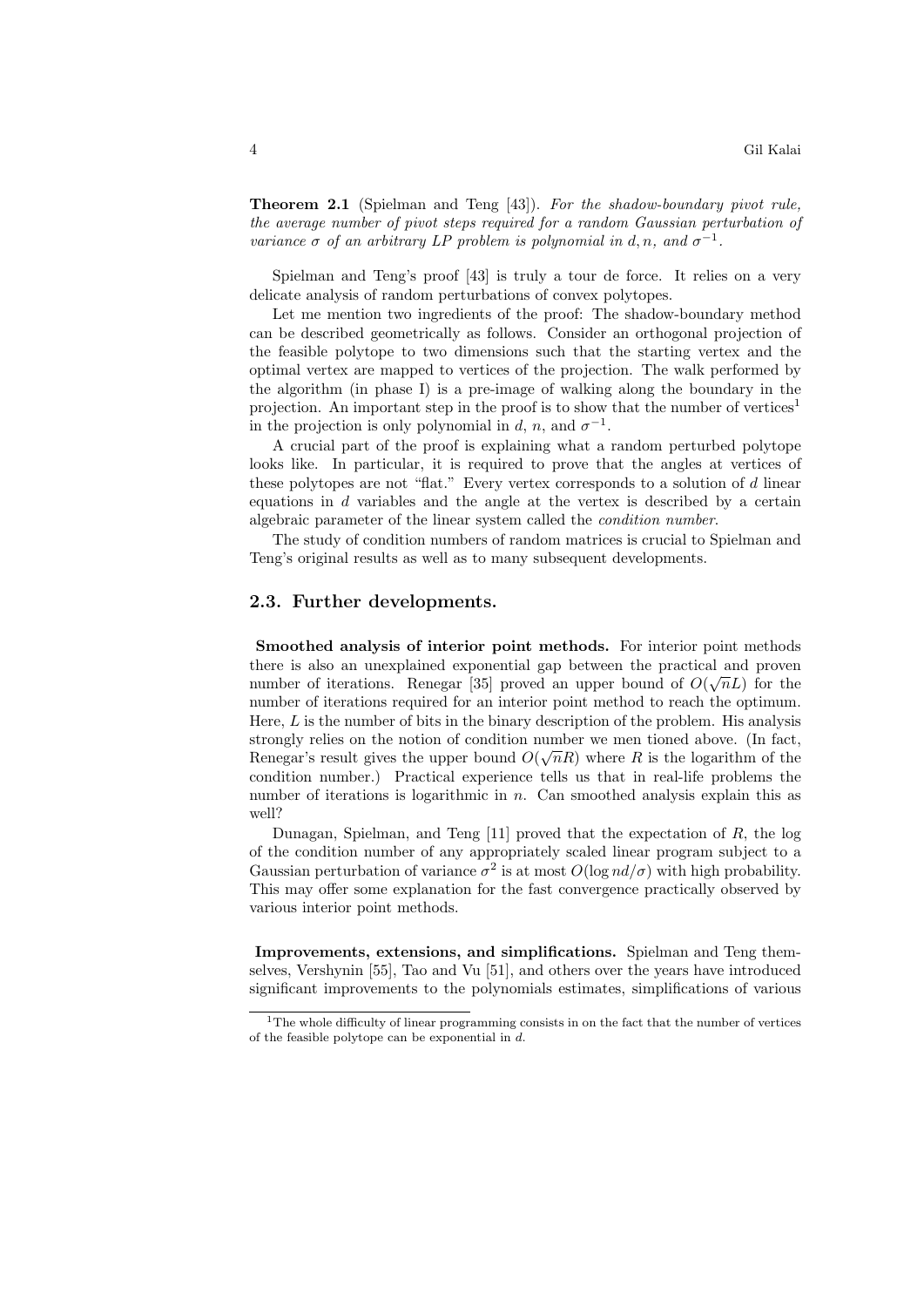**Theorem 2.1** (Spielman and Teng [43]). *For the shadow-boundary pivot rule, the average number of pivot steps required for a random Gaussian perturbation of variance $\sigma$ of an arbitrary LP problem is polynomial in $d, n$, and $\sigma^{-1}$.*

Spielman and Teng's proof [43] is truly a tour de force. It relies on a very delicate analysis of random perturbations of convex polytopes.

Let me mention two ingredients of the proof: The shadow-boundary method can be described geometrically as follows. Consider an orthogonal projection of the feasible polytope to two dimensions such that the starting vertex and the optimal vertex are mapped to vertices of the projection. The walk performed by the algorithm (in phase I) is a pre-image of walking along the boundary in the projection. An important step in the proof is to show that the number of vertices[1] in the projection is only polynomial in $d$, $n$, and $\sigma^{-1}$.

A crucial part of the proof is explaining what a random perturbed polytope looks like. In particular, it is required to prove that the angles at vertices of these polytopes are not "flat." Every vertex corresponds to a solution of $d$ linear equations in $d$ variables and the angle at the vertex is described by a certain algebraic parameter of the linear system called the *condition number*.

The study of condition numbers of random matrices is crucial to Spielman and Teng's original results as well as to many subsequent developments.

## 2.3. Further developments.

**Smoothed analysis of interior point methods.** For interior point methods there is also an unexplained exponential gap between the practical and proven number of iterations. Renegar [35] proved an upper bound of $O(\sqrt{n}L)$ for the number of iterations required for an interior point method to reach the optimum. Here, $L$ is the number of bits in the binary description of the problem. His analysis strongly relies on the notion of condition number we men tioned above. (In fact, Renegar's result gives the upper bound $O(\sqrt{n}R)$ where $R$ is the logarithm of the condition number.) Practical experience tells us that in real-life problems the number of iterations is logarithmic in $n$. Can smoothed analysis explain this as well?

Dunagan, Spielman, and Teng [11] proved that the expectation of $R$, the log of the condition number of any appropriately scaled linear program subject to a Gaussian perturbation of variance $\sigma^2$ is at most $O(\log nd/\sigma)$ with high probability. This may offer some explanation for the fast convergence practically observed by various interior point methods.

**Improvements, extensions, and simplifications.** Spielman and Teng themselves, Vershynin [55], Tao and Vu [51], and others over the years have introduced significant improvements to the polynomials estimates, simplifications of various

[1] The whole difficulty of linear programming consists in on the fact that the number of vertices of the feasible polytope can be exponential in $d$.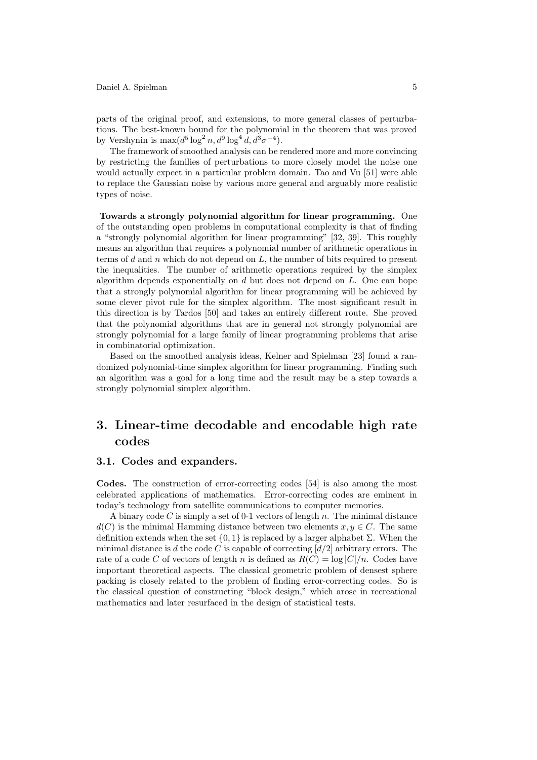parts of the original proof, and extensions, to more general classes of perturbations. The best-known bound for the polynomial in the theorem that was proved by Vershynin is $\max(d^5 \log^2 n, d^9 \log^4 d, d^3\sigma^{-4})$.

The framework of smoothed analysis can be rendered more and more convincing by restricting the families of perturbations to more closely model the noise one would actually expect in a particular problem domain. Tao and Vu [51] were able to replace the Gaussian noise by various more general and arguably more realistic types of noise.

**Towards a strongly polynomial algorithm for linear programming.** One of the outstanding open problems in computational complexity is that of finding a "strongly polynomial algorithm for linear programming" [32, 39]. This roughly means an algorithm that requires a polynomial number of arithmetic operations in terms of $d$ and $n$ which do not depend on $L$, the number of bits required to present the inequalities. The number of arithmetic operations required by the simplex algorithm depends exponentially on $d$ but does not depend on $L$. One can hope that a strongly polynomial algorithm for linear programming will be achieved by some clever pivot rule for the simplex algorithm. The most significant result in this direction is by Tardos [50] and takes an entirely different route. She proved that the polynomial algorithms that are in general not strongly polynomial are strongly polynomial for a large family of linear programming problems that arise in combinatorial optimization.

Based on the smoothed analysis ideas, Kelner and Spielman [23] found a randomized polynomial-time simplex algorithm for linear programming. Finding such an algorithm was a goal for a long time and the result may be a step towards a strongly polynomial simplex algorithm.

# 3. Linear-time decodable and encodable high rate codes

## 3.1. Codes and expanders.

**Codes.** The construction of error-correcting codes [54] is also among the most celebrated applications of mathematics. Error-correcting codes are eminent in today's technology from satellite communications to computer memories.

A binary code $C$ is simply a set of 0-1 vectors of length $n$. The minimal distance $d(C)$ is the minimal Hamming distance between two elements $x, y \in C$. The same definition extends when the set $\{0, 1\}$ is replaced by a larger alphabet $\Sigma$. When the minimal distance is $d$ the code $C$ is capable of correcting $[d/2]$ arbitrary errors. The rate of a code $C$ of vectors of length $n$ is defined as $R(C) = \log |C|/n$. Codes have important theoretical aspects. The classical geometric problem of densest sphere packing is closely related to the problem of finding error-correcting codes. So is the classical question of constructing "block design," which arose in recreational mathematics and later resurfaced in the design of statistical tests.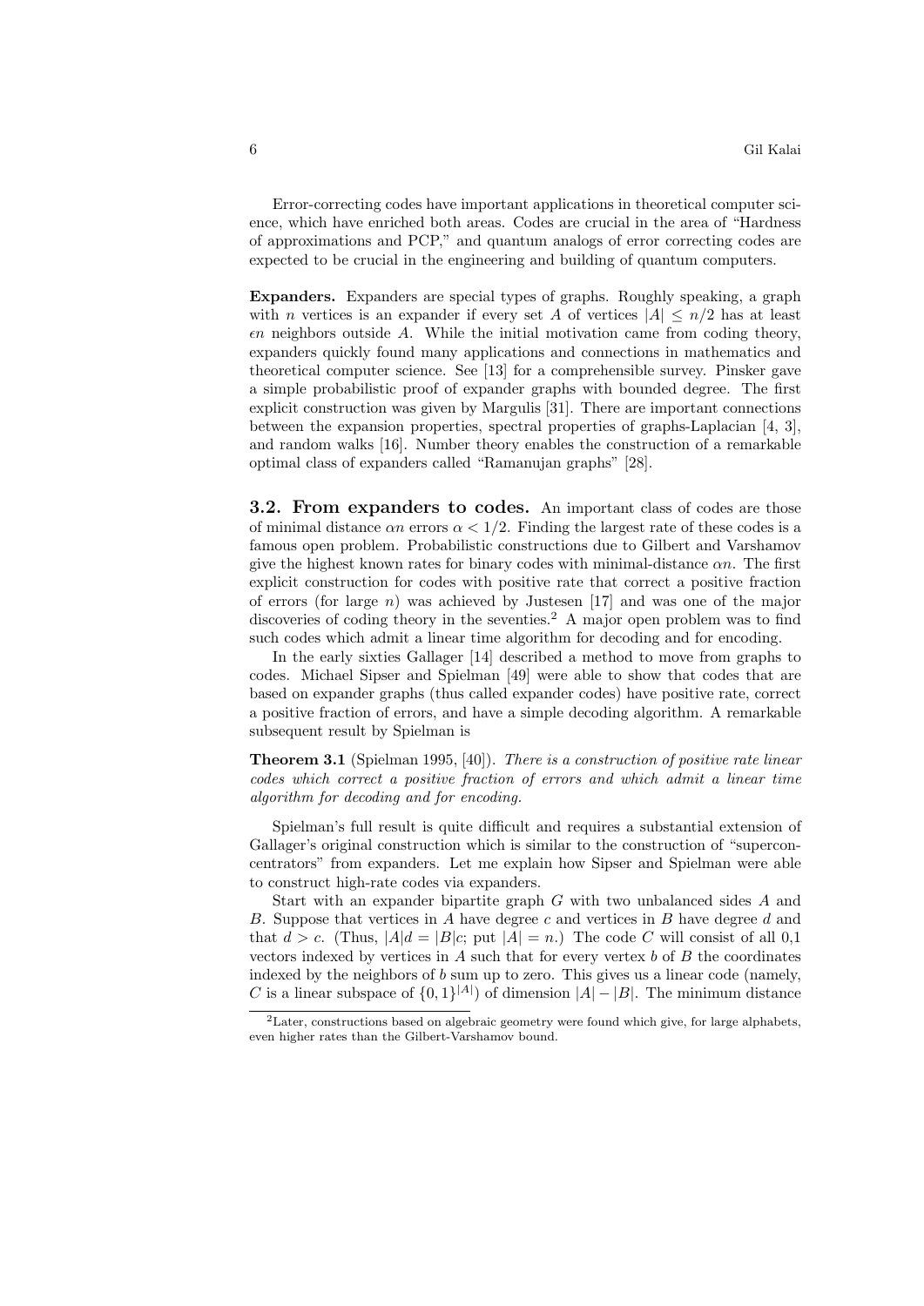Error-correcting codes have important applications in theoretical computer science, which have enriched both areas. Codes are crucial in the area of "Hardness of approximations and PCP," and quantum analogs of error correcting codes are expected to be crucial in the engineering and building of quantum computers.

**Expanders.** Expanders are special types of graphs. Roughly speaking, a graph with $n$ vertices is an expander if every set $A$ of vertices $|A| \leq n/2$ has at least $\epsilon n$ neighbors outside $A$. While the initial motivation came from coding theory, expanders quickly found many applications and connections in mathematics and theoretical computer science. See [13] for a comprehensible survey. Pinsker gave a simple probabilistic proof of expander graphs with bounded degree. The first explicit construction was given by Margulis [31]. There are important connections between the expansion properties, spectral properties of graphs-Laplacian [4, 3], and random walks [16]. Number theory enables the construction of a remarkable optimal class of expanders called "Ramanujan graphs" [28].

## 3.2. From expanders to codes.

An important class of codes are those of minimal distance $\alpha n$ errors $\alpha < 1/2$. Finding the largest rate of these codes is a famous open problem. Probabilistic constructions due to Gilbert and Varshamov give the highest known rates for binary codes with minimal-distance $\alpha n$. The first explicit construction for codes with positive rate that correct a positive fraction of errors (for large $n$) was achieved by Justesen [17] and was one of the major discoveries of coding theory in the seventies.[2] A major open problem was to find such codes which admit a linear time algorithm for decoding and for encoding.

In the early sixties Gallager [14] described a method to move from graphs to codes. Michael Sipser and Spielman [49] were able to show that codes that are based on expander graphs (thus called expander codes) have positive rate, correct a positive fraction of errors, and have a simple decoding algorithm. A remarkable subsequent result by Spielman is

**Theorem 3.1** (Spielman 1995, [40]). *There is a construction of positive rate linear codes which correct a positive fraction of errors and which admit a linear time algorithm for decoding and for encoding.*

Spielman's full result is quite difficult and requires a substantial extension of Gallager's original construction which is similar to the construction of "superconcentrators" from expanders. Let me explain how Sipser and Spielman were able to construct high-rate codes via expanders.

Start with an expander bipartite graph $G$ with two unbalanced sides $A$ and $B$. Suppose that vertices in $A$ have degree $c$ and vertices in $B$ have degree $d$ and that $d > c$. (Thus, $|A|d = |B|c$; put $|A| = n$.) The code $C$ will consist of all 0,1 vectors indexed by vertices in $A$ such that for every vertex $b$ of $B$ the coordinates indexed by the neighbors of $b$ sum up to zero. This gives us a linear code (namely, $C$ is a linear subspace of $\{0,1\}^{|A|}$) of dimension $|A| - |B|$. The minimum distance

[2] Later, constructions based on algebraic geometry were found which give, for large alphabets, even higher rates than the Gilbert-Varshamov bound.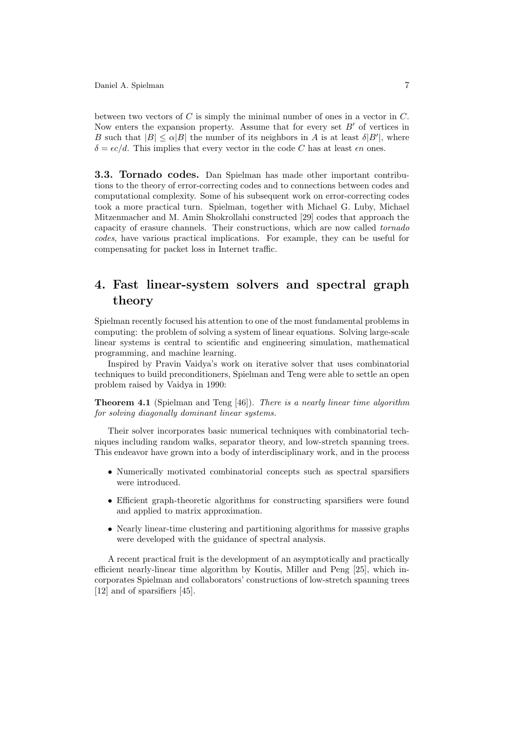between two vectors of $C$ is simply the minimal number of ones in a vector in $C$. Now enters the expansion property. Assume that for every set $B'$ of vertices in $B$ such that $|B| \leq \alpha|B|$ the number of its neighbors in $A$ is at least $\delta|B'|$, where $\delta = \epsilon c/d$. This implies that every vector in the code $C$ has at least $\epsilon n$ ones.

### 3.3. Tornado codes.

Dan Spielman has made other important contributions to the theory of error-correcting codes and to connections between codes and computational complexity. Some of his subsequent work on error-correcting codes took a more practical turn. Spielman, together with Michael G. Luby, Michael Mitzenmacher and M. Amin Shokrollahi constructed [29] codes that approach the capacity of erasure channels. Their constructions, which are now called *tornado codes*, have various practical implications. For example, they can be useful for compensating for packet loss in Internet traffic.

## 4. Fast linear-system solvers and spectral graph theory

Spielman recently focused his attention to one of the most fundamental problems in computing: the problem of solving a system of linear equations. Solving large-scale linear systems is central to scientific and engineering simulation, mathematical programming, and machine learning.

Inspired by Pravin Vaidya's work on iterative solver that uses combinatorial techniques to build preconditioners, Spielman and Teng were able to settle an open problem raised by Vaidya in 1990:

**Theorem 4.1** (Spielman and Teng [46]). *There is a nearly linear time algorithm for solving diagonally dominant linear systems.*

Their solver incorporates basic numerical techniques with combinatorial techniques including random walks, separator theory, and low-stretch spanning trees. This endeavor have grown into a body of interdisciplinary work, and in the process

- Numerically motivated combinatorial concepts such as spectral sparsifiers were introduced.
- Efficient graph-theoretic algorithms for constructing sparsifiers were found and applied to matrix approximation.
- Nearly linear-time clustering and partitioning algorithms for massive graphs were developed with the guidance of spectral analysis.

A recent practical fruit is the development of an asymptotically and practically efficient nearly-linear time algorithm by Koutis, Miller and Peng [25], which incorporates Spielman and collaborators' constructions of low-stretch spanning trees [12] and of sparsifiers [45].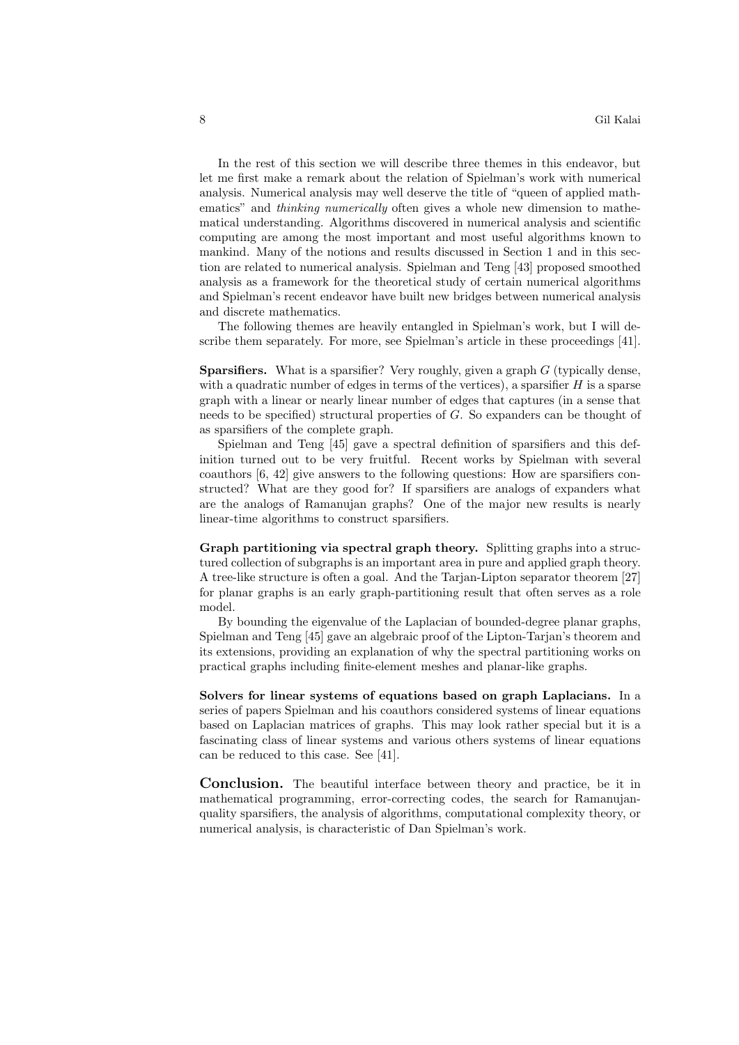In the rest of this section we will describe three themes in this endeavor, but let me first make a remark about the relation of Spielman's work with numerical analysis. Numerical analysis may well deserve the title of "queen of applied mathematics" and *thinking numerically* often gives a whole new dimension to mathematical understanding. Algorithms discovered in numerical analysis and scientific computing are among the most important and most useful algorithms known to mankind. Many of the notions and results discussed in Section 1 and in this section are related to numerical analysis. Spielman and Teng [43] proposed smoothed analysis as a framework for the theoretical study of certain numerical algorithms and Spielman's recent endeavor have built new bridges between numerical analysis and discrete mathematics.

The following themes are heavily entangled in Spielman's work, but I will describe them separately. For more, see Spielman's article in these proceedings [41].

**Sparsifiers.** What is a sparsifier? Very roughly, given a graph $G$ (typically dense, with a quadratic number of edges in terms of the vertices), a sparsifier $H$ is a sparse graph with a linear or nearly linear number of edges that captures (in a sense that needs to be specified) structural properties of $G$. So expanders can be thought of as sparsifiers of the complete graph.

Spielman and Teng [45] gave a spectral definition of sparsifiers and this definition turned out to be very fruitful. Recent works by Spielman with several coauthors [6, 42] give answers to the following questions: How are sparsifiers constructed? What are they good for? If sparsifiers are analogs of expanders what are the analogs of Ramanujan graphs? One of the major new results is nearly linear-time algorithms to construct sparsifiers.

**Graph partitioning via spectral graph theory.** Splitting graphs into a structured collection of subgraphs is an important area in pure and applied graph theory. A tree-like structure is often a goal. And the Tarjan-Lipton separator theorem [27] for planar graphs is an early graph-partitioning result that often serves as a role model.

By bounding the eigenvalue of the Laplacian of bounded-degree planar graphs, Spielman and Teng [45] gave an algebraic proof of the Lipton-Tarjan's theorem and its extensions, providing an explanation of why the spectral partitioning works on practical graphs including finite-element meshes and planar-like graphs.

**Solvers for linear systems of equations based on graph Laplacians.** In a series of papers Spielman and his coauthors considered systems of linear equations based on Laplacian matrices of graphs. This may look rather special but it is a fascinating class of linear systems and various others systems of linear equations can be reduced to this case. See [41].

**Conclusion.** The beautiful interface between theory and practice, be it in mathematical programming, error-correcting codes, the search for Ramanujan-quality sparsifiers, the analysis of algorithms, computational complexity theory, or numerical analysis, is characteristic of Dan Spielman's work.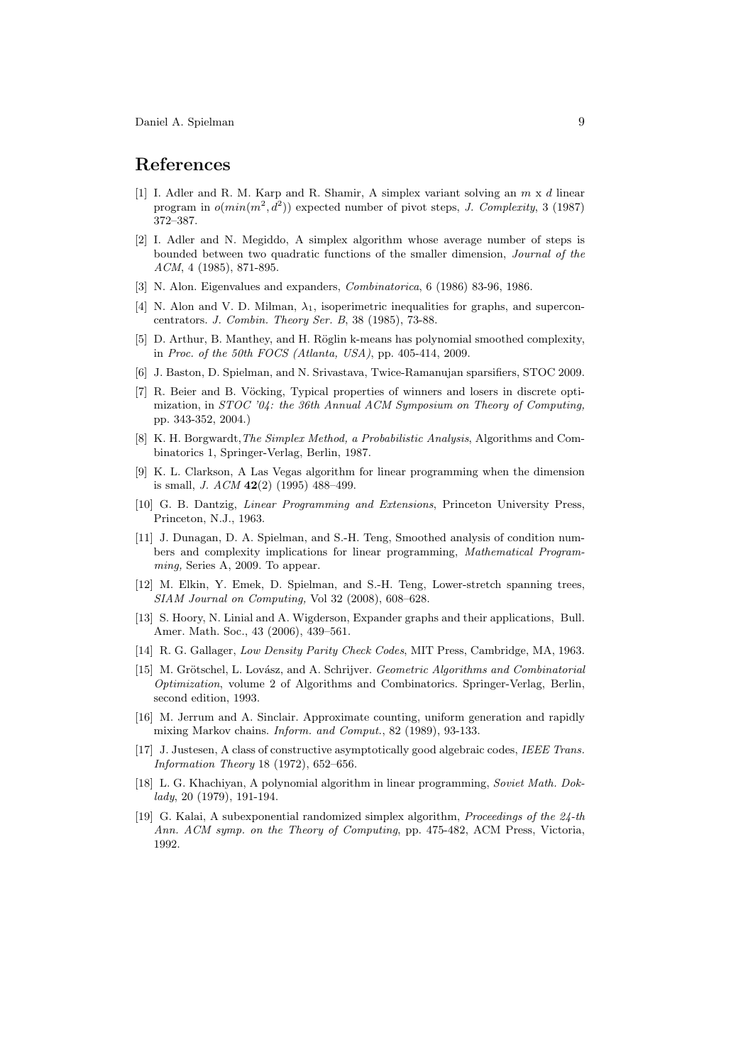# References

[1] I. Adler and R. M. Karp and R. Shamir, A simplex variant solving an $m$ x $d$ linear program in $o(min(m^2, d^2))$ expected number of pivot steps, *J. Complexity*, 3 (1987) 372–387.

[2] I. Adler and N. Megiddo, A simplex algorithm whose average number of steps is bounded between two quadratic functions of the smaller dimension, *Journal of the ACM*, 4 (1985), 871-895.

[3] N. Alon. Eigenvalues and expanders, *Combinatorica*, 6 (1986) 83-96, 1986.

[4] N. Alon and V. D. Milman, $\lambda_1$, isoperimetric inequalities for graphs, and superconcentrators. *J. Combin. Theory Ser. B*, 38 (1985), 73-88.

[5] D. Arthur, B. Manthey, and H. Röglin k-means has polynomial smoothed complexity, in *Proc. of the 50th FOCS (Atlanta, USA)*, pp. 405-414, 2009.

[6] J. Baston, D. Spielman, and N. Srivastava, Twice-Ramanujan sparsifiers, STOC 2009.

[7] R. Beier and B. Vöcking, Typical properties of winners and losers in discrete optimization, in *STOC '04: the 36th Annual ACM Symposium on Theory of Computing,* pp. 343-352, 2004.)

[8] K. H. Borgwardt,*The Simplex Method, a Probabilistic Analysis*, Algorithms and Combinatorics 1, Springer-Verlag, Berlin, 1987.

[9] K. L. Clarkson, A Las Vegas algorithm for linear programming when the dimension is small, *J. ACM* **42**(2) (1995) 488–499.

[10] G. B. Dantzig, *Linear Programming and Extensions*, Princeton University Press, Princeton, N.J., 1963.

[11] J. Dunagan, D. A. Spielman, and S.-H. Teng, Smoothed analysis of condition numbers and complexity implications for linear programming, *Mathematical Programming,* Series A, 2009. To appear.

[12] M. Elkin, Y. Emek, D. Spielman, and S.-H. Teng, Lower-stretch spanning trees, *SIAM Journal on Computing,* Vol 32 (2008), 608–628.

[13] S. Hoory, N. Linial and A. Wigderson, Expander graphs and their applications, Bull. Amer. Math. Soc., 43 (2006), 439–561.

[14] R. G. Gallager, *Low Density Parity Check Codes*, MIT Press, Cambridge, MA, 1963.

[15] M. Grötschel, L. Lovász, and A. Schrijver. *Geometric Algorithms and Combinatorial Optimization*, volume 2 of Algorithms and Combinatorics. Springer-Verlag, Berlin, second edition, 1993.

[16] M. Jerrum and A. Sinclair. Approximate counting, uniform generation and rapidly mixing Markov chains. *Inform. and Comput.*, 82 (1989), 93-133.

[17] J. Justesen, A class of constructive asymptotically good algebraic codes, *IEEE Trans. Information Theory* 18 (1972), 652–656.

[18] L. G. Khachiyan, A polynomial algorithm in linear programming, *Soviet Math. Doklady*, 20 (1979), 191-194.

[19] G. Kalai, A subexponential randomized simplex algorithm, *Proceedings of the 24-th Ann. ACM symp. on the Theory of Computing*, pp. 475-482, ACM Press, Victoria, 1992.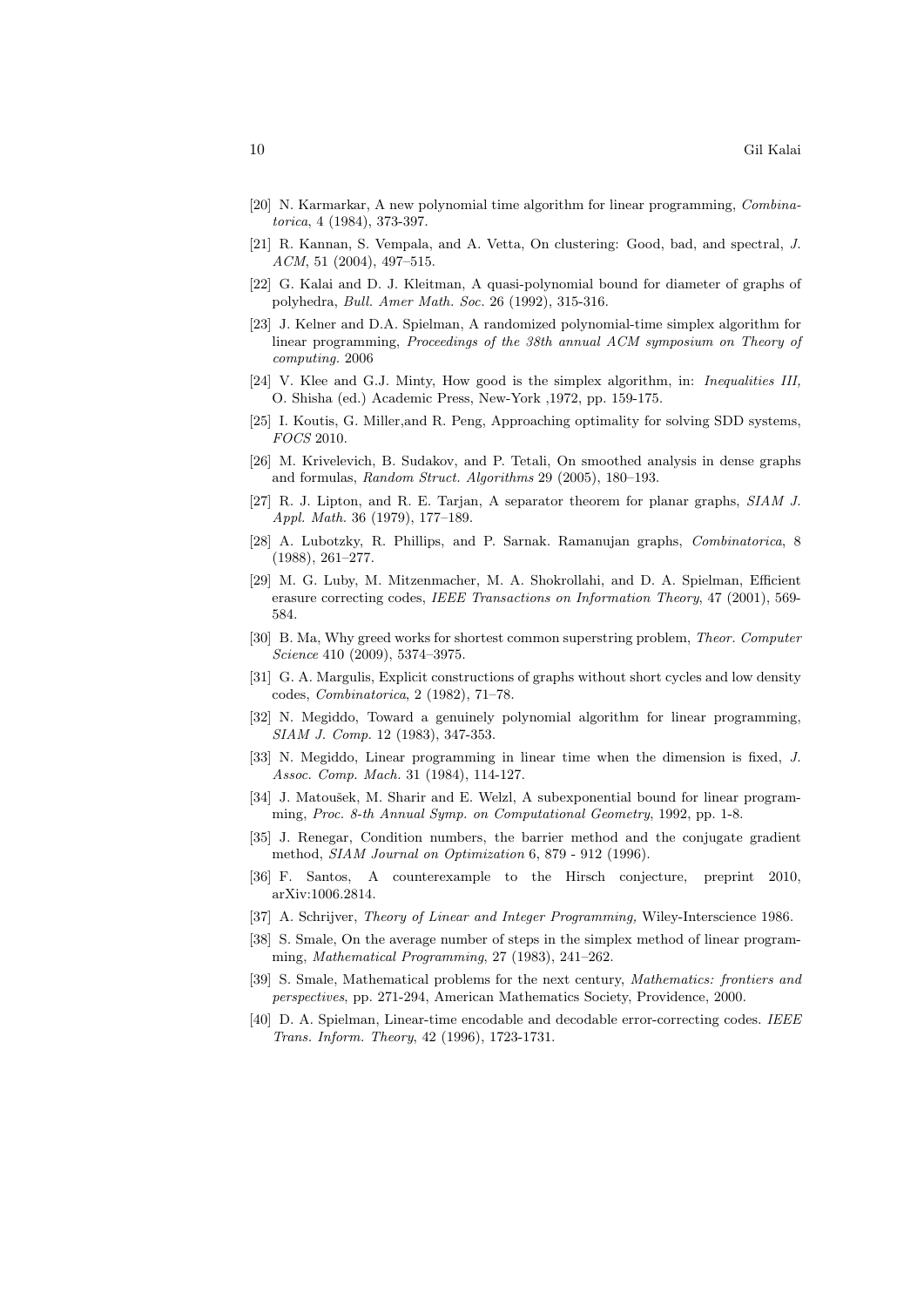[20] N. Karmarkar, A new polynomial time algorithm for linear programming, *Combinatorica*, 4 (1984), 373-397.

[21] R. Kannan, S. Vempala, and A. Vetta, On clustering: Good, bad, and spectral, *J. ACM*, 51 (2004), 497–515.

[22] G. Kalai and D. J. Kleitman, A quasi-polynomial bound for diameter of graphs of polyhedra, *Bull. Amer Math. Soc.* 26 (1992), 315-316.

[23] J. Kelner and D.A. Spielman, A randomized polynomial-time simplex algorithm for linear programming, *Proceedings of the 38th annual ACM symposium on Theory of computing.* 2006

[24] V. Klee and G.J. Minty, How good is the simplex algorithm, in: *Inequalities III,* O. Shisha (ed.) Academic Press, New-York ,1972, pp. 159-175.

[25] I. Koutis, G. Miller,and R. Peng, Approaching optimality for solving SDD systems, *FOCS* 2010.

[26] M. Krivelevich, B. Sudakov, and P. Tetali, On smoothed analysis in dense graphs and formulas, *Random Struct. Algorithms* 29 (2005), 180–193.

[27] R. J. Lipton, and R. E. Tarjan, A separator theorem for planar graphs, *SIAM J. Appl. Math.* 36 (1979), 177–189.

[28] A. Lubotzky, R. Phillips, and P. Sarnak. Ramanujan graphs, *Combinatorica*, 8 (1988), 261–277.

[29] M. G. Luby, M. Mitzenmacher, M. A. Shokrollahi, and D. A. Spielman, Efficient erasure correcting codes, *IEEE Transactions on Information Theory*, 47 (2001), 569-584.

[30] B. Ma, Why greed works for shortest common superstring problem, *Theor. Computer Science* 410 (2009), 5374–3975.

[31] G. A. Margulis, Explicit constructions of graphs without short cycles and low density codes, *Combinatorica*, 2 (1982), 71–78.

[32] N. Megiddo, Toward a genuinely polynomial algorithm for linear programming, *SIAM J. Comp.* 12 (1983), 347-353.

[33] N. Megiddo, Linear programming in linear time when the dimension is fixed, *J. Assoc. Comp. Mach.* 31 (1984), 114-127.

[34] J. Matoušek, M. Sharir and E. Welzl, A subexponential bound for linear programming, *Proc. 8-th Annual Symp. on Computational Geometry*, 1992, pp. 1-8.

[35] J. Renegar, Condition numbers, the barrier method and the conjugate gradient method, *SIAM Journal on Optimization* 6, 879 - 912 (1996).

[36] F. Santos, A counterexample to the Hirsch conjecture, preprint 2010, arXiv:1006.2814.

[37] A. Schrijver, *Theory of Linear and Integer Programming,* Wiley-Interscience 1986.

[38] S. Smale, On the average number of steps in the simplex method of linear programming, *Mathematical Programming*, 27 (1983), 241–262.

[39] S. Smale, Mathematical problems for the next century, *Mathematics: frontiers and perspectives*, pp. 271-294, American Mathematics Society, Providence, 2000.

[40] D. A. Spielman, Linear-time encodable and decodable error-correcting codes. *IEEE Trans. Inform. Theory*, 42 (1996), 1723-1731.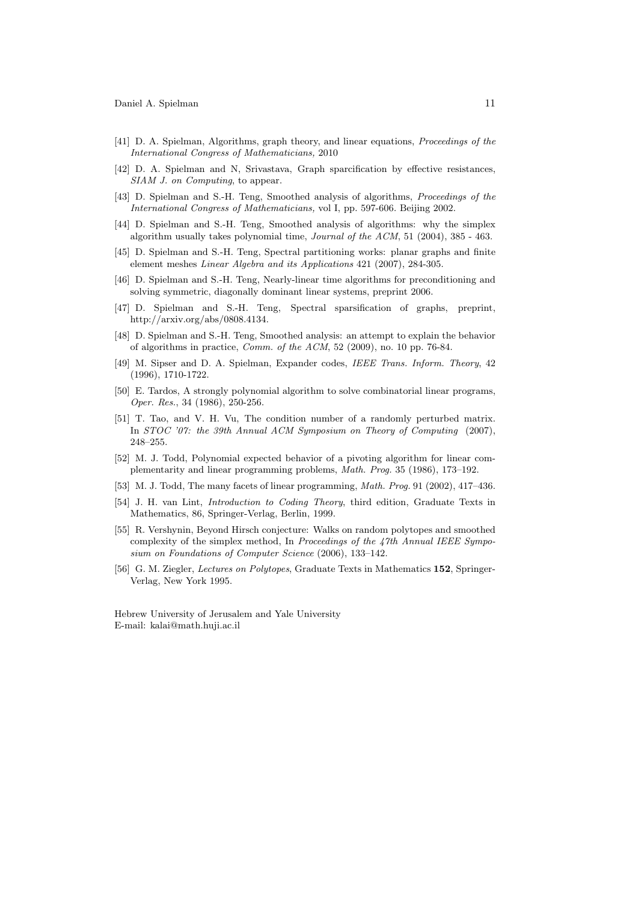[41] D. A. Spielman, Algorithms, graph theory, and linear equations, *Proceedings of the International Congress of Mathematicians,* 2010

[42] D. A. Spielman and N, Srivastava, Graph sparcification by effective resistances, *SIAM J. on Computing*, to appear.

[43] D. Spielman and S.-H. Teng, Smoothed analysis of algorithms, *Proceedings of the International Congress of Mathematicians,* vol I, pp. 597-606. Beijing 2002.

[44] D. Spielman and S.-H. Teng, Smoothed analysis of algorithms: why the simplex algorithm usually takes polynomial time, *Journal of the ACM*, 51 (2004), 385 - 463.

[45] D. Spielman and S.-H. Teng, Spectral partitioning works: planar graphs and finite element meshes *Linear Algebra and its Applications* 421 (2007), 284-305.

[46] D. Spielman and S.-H. Teng, Nearly-linear time algorithms for preconditioning and solving symmetric, diagonally dominant linear systems, preprint 2006.

[47] D. Spielman and S.-H. Teng, Spectral sparsification of graphs, preprint, http://arxiv.org/abs/0808.4134.

[48] D. Spielman and S.-H. Teng, Smoothed analysis: an attempt to explain the behavior of algorithms in practice, *Comm. of the ACM*, 52 (2009), no. 10 pp. 76-84.

[49] M. Sipser and D. A. Spielman, Expander codes, *IEEE Trans. Inform. Theory*, 42 (1996), 1710-1722.

[50] E. Tardos, A strongly polynomial algorithm to solve combinatorial linear programs, *Oper. Res.*, 34 (1986), 250-256.

[51] T. Tao, and V. H. Vu, The condition number of a randomly perturbed matrix. In *STOC '07: the 39th Annual ACM Symposium on Theory of Computing* (2007), 248–255.

[52] M. J. Todd, Polynomial expected behavior of a pivoting algorithm for linear complementarity and linear programming problems, *Math. Prog.* 35 (1986), 173–192.

[53] M. J. Todd, The many facets of linear programming, *Math. Prog.* 91 (2002), 417–436.

[54] J. H. van Lint, *Introduction to Coding Theory*, third edition, Graduate Texts in Mathematics, 86, Springer-Verlag, Berlin, 1999.

[55] R. Vershynin, Beyond Hirsch conjecture: Walks on random polytopes and smoothed complexity of the simplex method, In *Proceedings of the 47th Annual IEEE Symposium on Foundations of Computer Science* (2006), 133–142.

[56] G. M. Ziegler, *Lectures on Polytopes*, Graduate Texts in Mathematics **152**, Springer-Verlag, New York 1995.

Hebrew University of Jerusalem and Yale University
E-mail: kalai@math.huji.ac.il